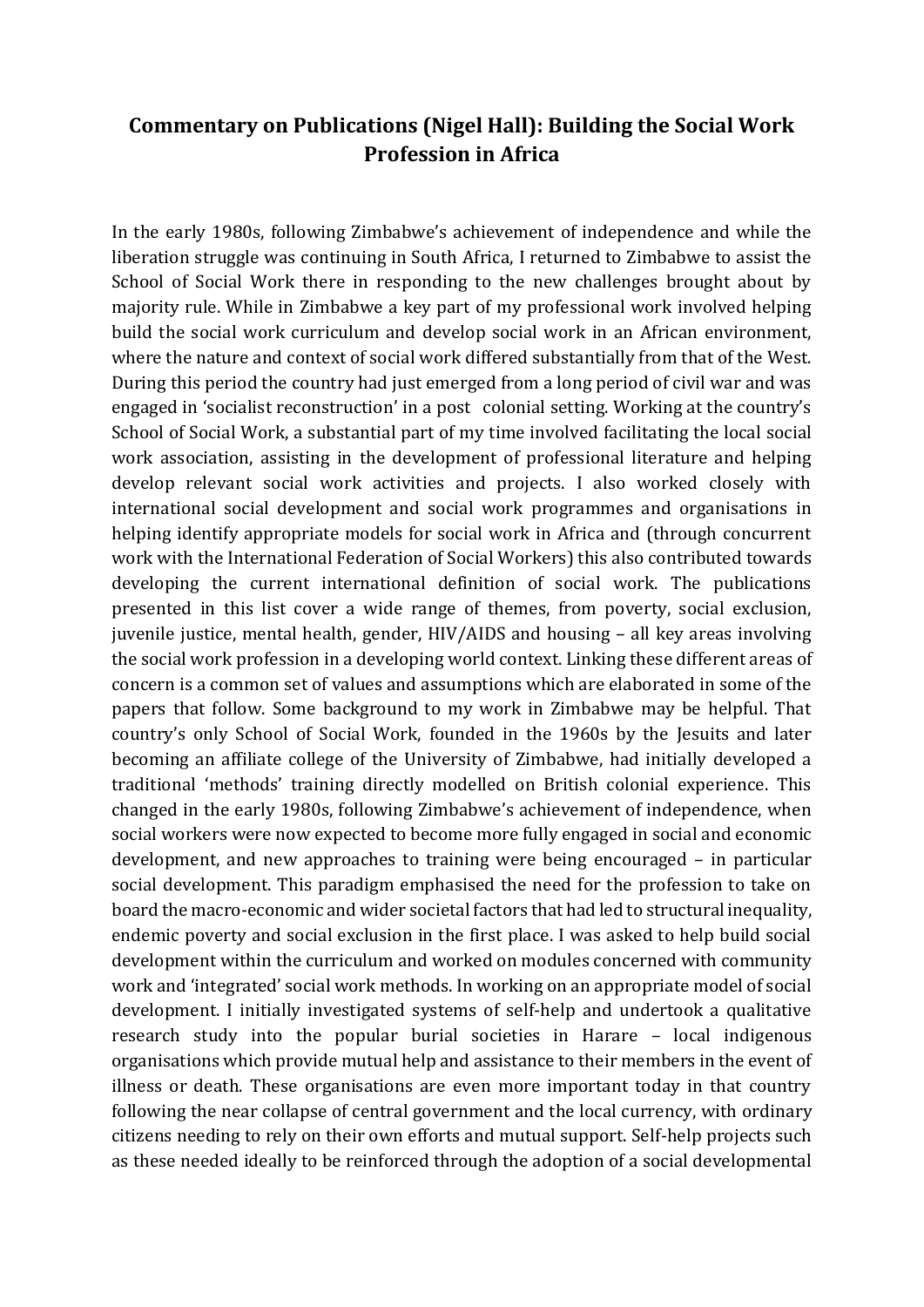# Commentary on Publications (Nigel Hall): Building the Social Work Profession in Africa

In the early 1980s, following Zimbabwe's achievement of independence and while the liberation struggle was continuing in South Africa, I returned to Zimbabwe to assist the School of Social Work there in responding to the new challenges brought about by majority rule. While in Zimbabwe a key part of my professional work involved helping build the social work curriculum and develop social work in an African environment, where the nature and context of social work differed substantially from that of the West. During this period the country had just emerged from a long period of civil war and was engaged in 'socialist reconstruction' in a post colonial setting. Working at the country's School of Social Work, a substantial part of my time involved facilitating the local social work association, assisting in the development of professional literature and helping develop relevant social work activities and projects. I also worked closely with international social development and social work programmes and organisations in helping identify appropriate models for social work in Africa and (through concurrent work with the International Federation of Social Workers) this also contributed towards developing the current international definition of social work. The publications presented in this list cover a wide range of themes, from poverty, social exclusion, juvenile justice, mental health, gender, HIV/AIDS and housing – all key areas involving the social work profession in a developing world context. Linking these different areas of concern is a common set of values and assumptions which are elaborated in some of the papers that follow. Some background to my work in Zimbabwe may be helpful. That country's only School of Social Work, founded in the 1960s by the Jesuits and later becoming an affiliate college of the University of Zimbabwe, had initially developed a traditional 'methods' training directly modelled on British colonial experience. This changed in the early 1980s, following Zimbabwe's achievement of independence, when social workers were now expected to become more fully engaged in social and economic development, and new approaches to training were being encouraged – in particular social development. This paradigm emphasised the need for the profession to take on board the macro-economic and wider societal factors that had led to structural inequality, endemic poverty and social exclusion in the first place. I was asked to help build social development within the curriculum and worked on modules concerned with community work and 'integrated' social work methods. In working on an appropriate model of social development. I initially investigated systems of self-help and undertook a qualitative research study into the popular burial societies in Harare – local indigenous organisations which provide mutual help and assistance to their members in the event of illness or death. These organisations are even more important today in that country following the near collapse of central government and the local currency, with ordinary citizens needing to rely on their own efforts and mutual support. Self-help projects such as these needed ideally to be reinforced through the adoption of a social developmental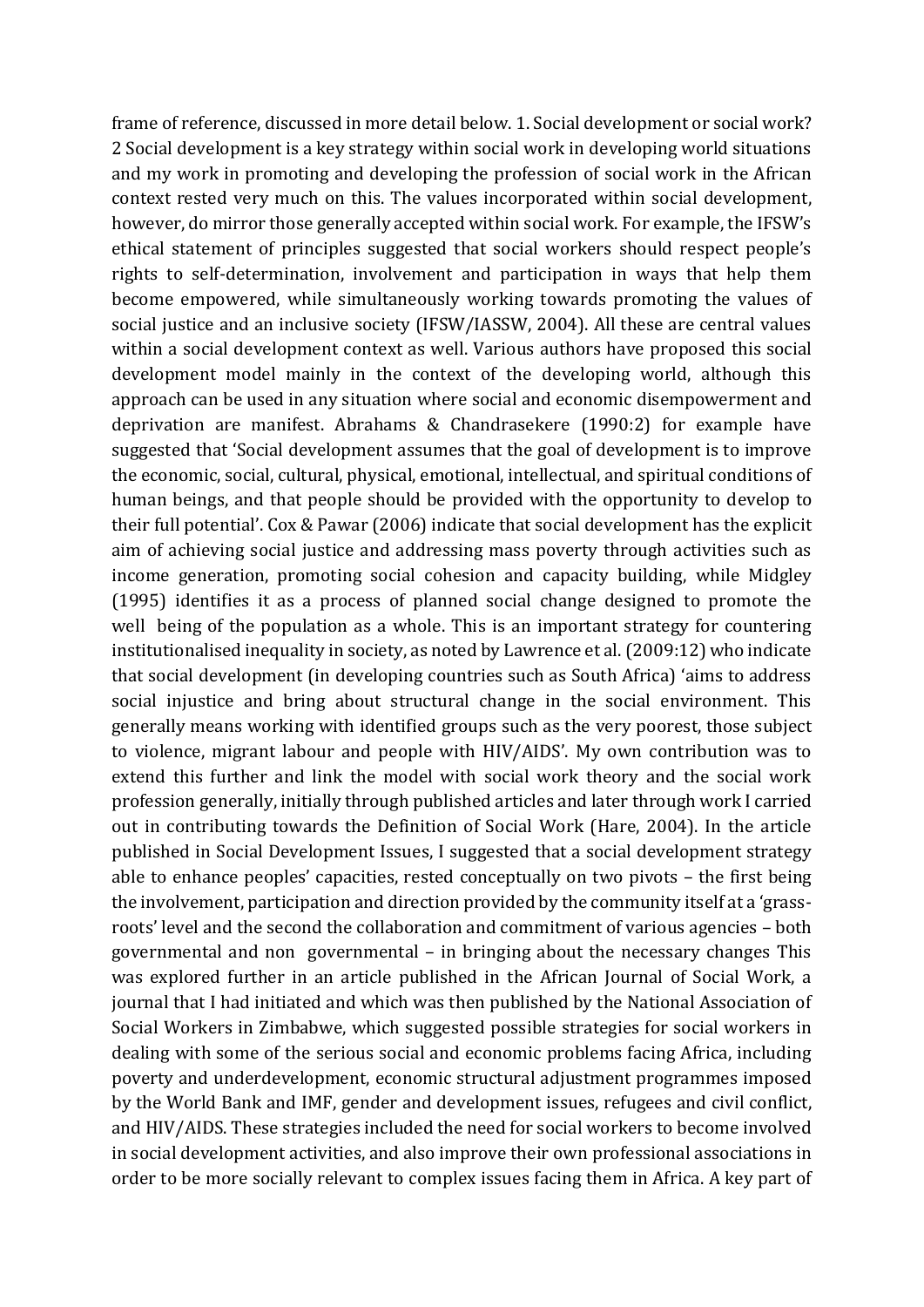frame of reference, discussed in more detail below. 1. Social development or social work? 2 Social development is a key strategy within social work in developing world situations and my work in promoting and developing the profession of social work in the African context rested very much on this. The values incorporated within social development, however, do mirror those generally accepted within social work. For example, the IFSW's ethical statement of principles suggested that social workers should respect people's rights to self-determination, involvement and participation in ways that help them become empowered, while simultaneously working towards promoting the values of social justice and an inclusive society (IFSW/IASSW, 2004). All these are central values within a social development context as well. Various authors have proposed this social development model mainly in the context of the developing world, although this approach can be used in any situation where social and economic disempowerment and deprivation are manifest. Abrahams & Chandrasekere (1990:2) for example have suggested that 'Social development assumes that the goal of development is to improve the economic, social, cultural, physical, emotional, intellectual, and spiritual conditions of human beings, and that people should be provided with the opportunity to develop to their full potential'. Cox & Pawar (2006) indicate that social development has the explicit aim of achieving social justice and addressing mass poverty through activities such as income generation, promoting social cohesion and capacity building, while Midgley (1995) identifies it as a process of planned social change designed to promote the well being of the population as a whole. This is an important strategy for countering institutionalised inequality in society, as noted by Lawrence et al. (2009:12) who indicate that social development (in developing countries such as South Africa) 'aims to address social injustice and bring about structural change in the social environment. This generally means working with identified groups such as the very poorest, those subject to violence, migrant labour and people with HIV/AIDS'. My own contribution was to extend this further and link the model with social work theory and the social work profession generally, initially through published articles and later through work I carried out in contributing towards the Definition of Social Work (Hare, 2004). In the article published in Social Development Issues, I suggested that a social development strategy able to enhance peoples' capacities, rested conceptually on two pivots – the first being the involvement, participation and direction provided by the community itself at a 'grass-roots' level and the second the collaboration and commitment of various agencies – both governmental and non governmental – in bringing about the necessary changes This was explored further in an article published in the African Journal of Social Work, a journal that I had initiated and which was then published by the National Association of Social Workers in Zimbabwe, which suggested possible strategies for social workers in dealing with some of the serious social and economic problems facing Africa, including poverty and underdevelopment, economic structural adjustment programmes imposed by the World Bank and IMF, gender and development issues, refugees and civil conflict, and HIV/AIDS. These strategies included the need for social workers to become involved in social development activities, and also improve their own professional associations in order to be more socially relevant to complex issues facing them in Africa. A key part of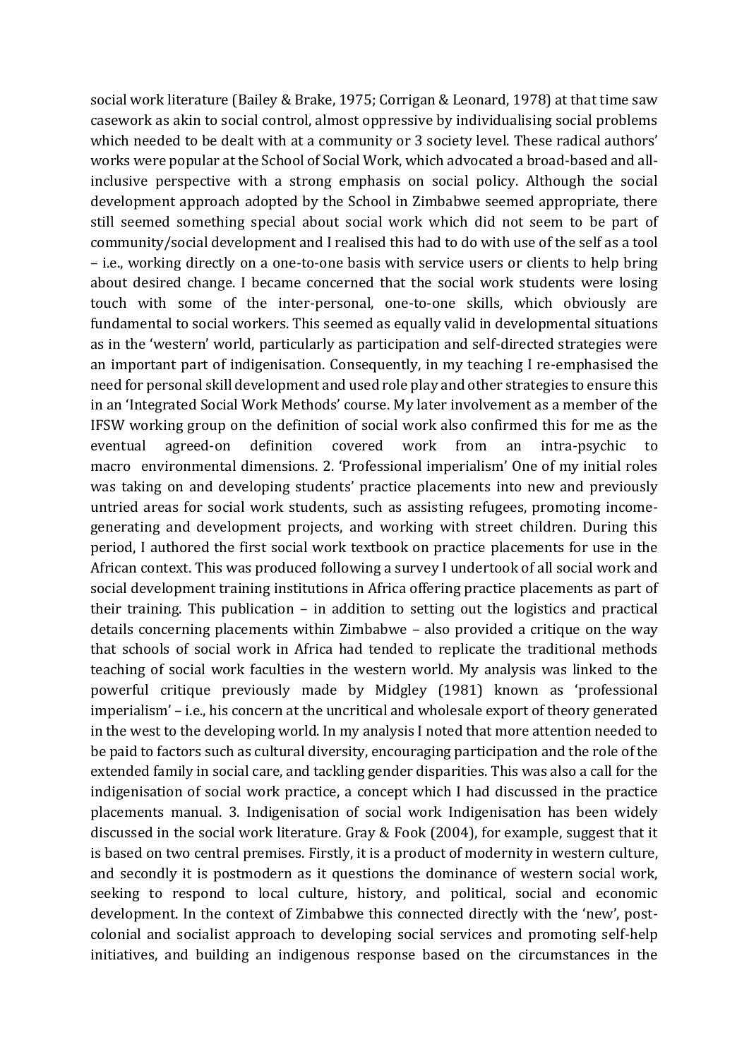social work literature (Bailey & Brake, 1975; Corrigan & Leonard, 1978) at that time saw casework as akin to social control, almost oppressive by individualising social problems which needed to be dealt with at a community or 3 society level. These radical authors' works were popular at the School of Social Work, which advocated a broad-based and all-inclusive perspective with a strong emphasis on social policy. Although the social development approach adopted by the School in Zimbabwe seemed appropriate, there still seemed something special about social work which did not seem to be part of community/social development and I realised this had to do with use of the self as a tool – i.e., working directly on a one-to-one basis with service users or clients to help bring about desired change. I became concerned that the social work students were losing touch with some of the inter-personal, one-to-one skills, which obviously are fundamental to social workers. This seemed as equally valid in developmental situations as in the 'western' world, particularly as participation and self-directed strategies were an important part of indigenisation. Consequently, in my teaching I re-emphasised the need for personal skill development and used role play and other strategies to ensure this in an 'Integrated Social Work Methods' course. My later involvement as a member of the IFSW working group on the definition of social work also confirmed this for me as the eventual agreed-on definition covered work from an intra-psychic to macro environmental dimensions.

## 2. 'Professional imperialism'

One of my initial roles was taking on and developing students' practice placements into new and previously untried areas for social work students, such as assisting refugees, promoting income-generating and development projects, and working with street children. During this period, I authored the first social work textbook on practice placements for use in the African context. This was produced following a survey I undertook of all social work and social development training institutions in Africa offering practice placements as part of their training. This publication – in addition to setting out the logistics and practical details concerning placements within Zimbabwe – also provided a critique on the way that schools of social work in Africa had tended to replicate the traditional methods teaching of social work faculties in the western world. My analysis was linked to the powerful critique previously made by Midgley (1981) known as 'professional imperialism' – i.e., his concern at the uncritical and wholesale export of theory generated in the west to the developing world. In my analysis I noted that more attention needed to be paid to factors such as cultural diversity, encouraging participation and the role of the extended family in social care, and tackling gender disparities. This was also a call for the indigenisation of social work practice, a concept which I had discussed in the practice placements manual.

## 3. Indigenisation of social work

Indigenisation has been widely discussed in the social work literature. Gray & Fook (2004), for example, suggest that it is based on two central premises. Firstly, it is a product of modernity in western culture, and secondly it is postmodern as it questions the dominance of western social work, seeking to respond to local culture, history, and political, social and economic development. In the context of Zimbabwe this connected directly with the 'new', post-colonial and socialist approach to developing social services and promoting self-help initiatives, and building an indigenous response based on the circumstances in the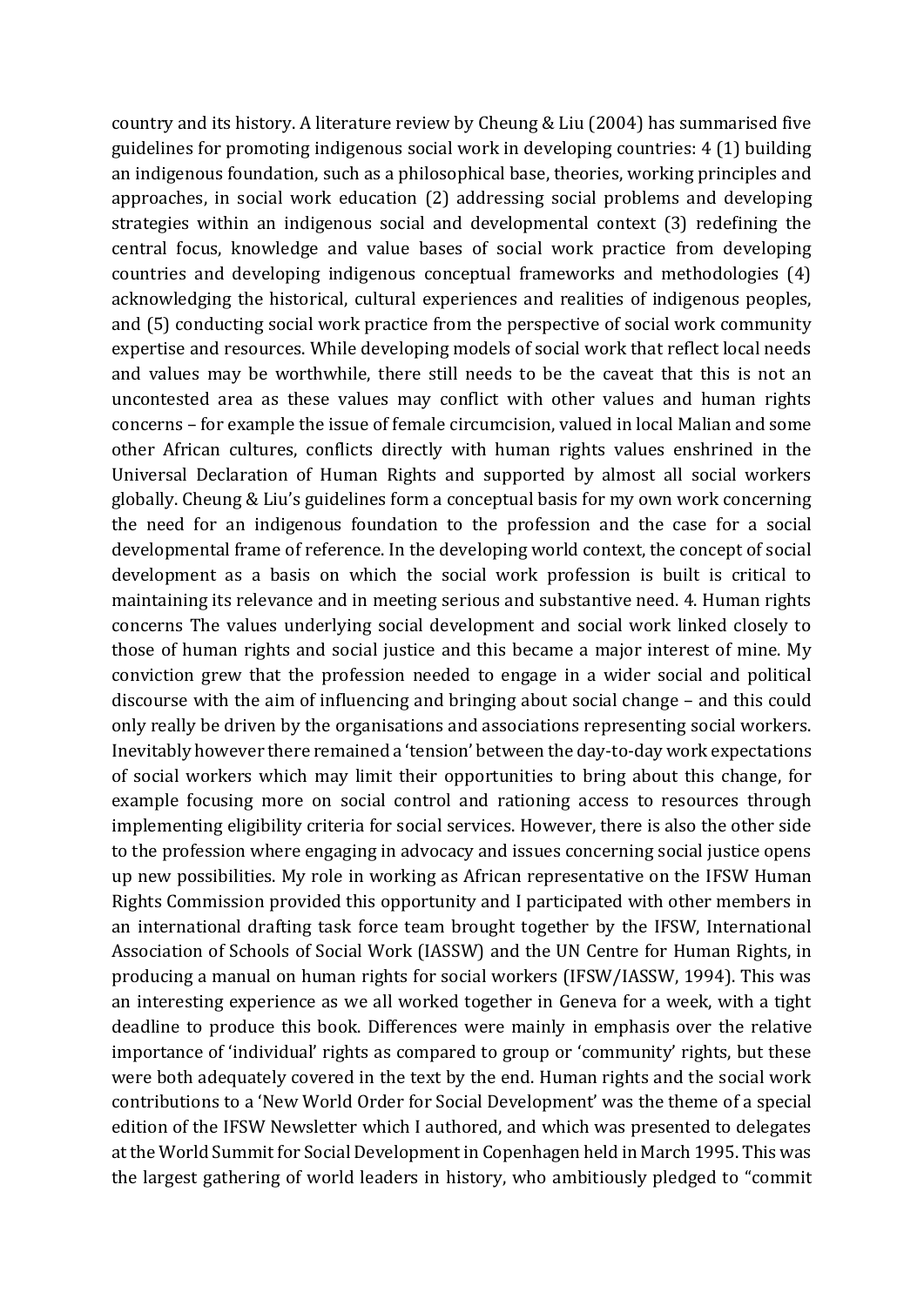country and its history. A literature review by Cheung & Liu (2004) has summarised five guidelines for promoting indigenous social work in developing countries: 4 (1) building an indigenous foundation, such as a philosophical base, theories, working principles and approaches, in social work education (2) addressing social problems and developing strategies within an indigenous social and developmental context (3) redefining the central focus, knowledge and value bases of social work practice from developing countries and developing indigenous conceptual frameworks and methodologies (4) acknowledging the historical, cultural experiences and realities of indigenous peoples, and (5) conducting social work practice from the perspective of social work community expertise and resources. While developing models of social work that reflect local needs and values may be worthwhile, there still needs to be the caveat that this is not an uncontested area as these values may conflict with other values and human rights concerns – for example the issue of female circumcision, valued in local Malian and some other African cultures, conflicts directly with human rights values enshrined in the Universal Declaration of Human Rights and supported by almost all social workers globally. Cheung & Liu's guidelines form a conceptual basis for my own work concerning the need for an indigenous foundation to the profession and the case for a social developmental frame of reference. In the developing world context, the concept of social development as a basis on which the social work profession is built is critical to maintaining its relevance and in meeting serious and substantive need. 4. Human rights concerns The values underlying social development and social work linked closely to those of human rights and social justice and this became a major interest of mine. My conviction grew that the profession needed to engage in a wider social and political discourse with the aim of influencing and bringing about social change – and this could only really be driven by the organisations and associations representing social workers. Inevitably however there remained a 'tension' between the day-to-day work expectations of social workers which may limit their opportunities to bring about this change, for example focusing more on social control and rationing access to resources through implementing eligibility criteria for social services. However, there is also the other side to the profession where engaging in advocacy and issues concerning social justice opens up new possibilities. My role in working as African representative on the IFSW Human Rights Commission provided this opportunity and I participated with other members in an international drafting task force team brought together by the IFSW, International Association of Schools of Social Work (IASSW) and the UN Centre for Human Rights, in producing a manual on human rights for social workers (IFSW/IASSW, 1994). This was an interesting experience as we all worked together in Geneva for a week, with a tight deadline to produce this book. Differences were mainly in emphasis over the relative importance of 'individual' rights as compared to group or 'community' rights, but these were both adequately covered in the text by the end. Human rights and the social work contributions to a 'New World Order for Social Development' was the theme of a special edition of the IFSW Newsletter which I authored, and which was presented to delegates at the World Summit for Social Development in Copenhagen held in March 1995. This was the largest gathering of world leaders in history, who ambitiously pledged to "commit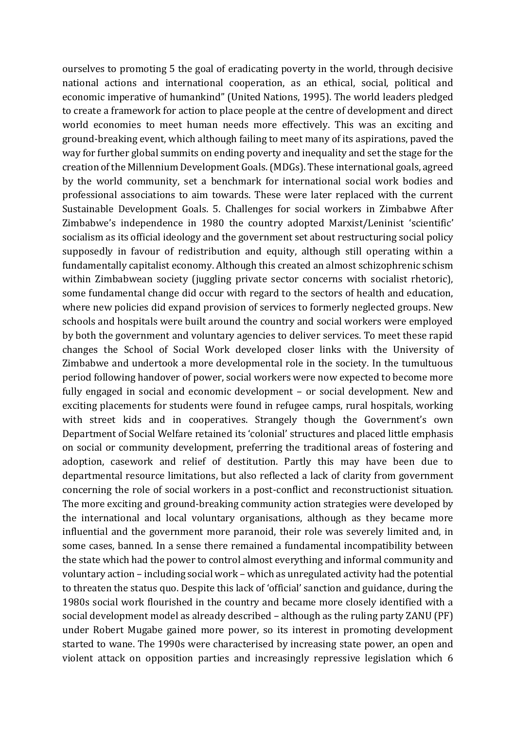ourselves to promoting 5 the goal of eradicating poverty in the world, through decisive national actions and international cooperation, as an ethical, social, political and economic imperative of humankind" (United Nations, 1995). The world leaders pledged to create a framework for action to place people at the centre of development and direct world economies to meet human needs more effectively. This was an exciting and ground-breaking event, which although failing to meet many of its aspirations, paved the way for further global summits on ending poverty and inequality and set the stage for the creation of the Millennium Development Goals. (MDGs). These international goals, agreed by the world community, set a benchmark for international social work bodies and professional associations to aim towards. These were later replaced with the current Sustainable Development Goals. 5. Challenges for social workers in Zimbabwe After Zimbabwe's independence in 1980 the country adopted Marxist/Leninist 'scientific' socialism as its official ideology and the government set about restructuring social policy supposedly in favour of redistribution and equity, although still operating within a fundamentally capitalist economy. Although this created an almost schizophrenic schism within Zimbabwean society (juggling private sector concerns with socialist rhetoric), some fundamental change did occur with regard to the sectors of health and education, where new policies did expand provision of services to formerly neglected groups. New schools and hospitals were built around the country and social workers were employed by both the government and voluntary agencies to deliver services. To meet these rapid changes the School of Social Work developed closer links with the University of Zimbabwe and undertook a more developmental role in the society. In the tumultuous period following handover of power, social workers were now expected to become more fully engaged in social and economic development – or social development. New and exciting placements for students were found in refugee camps, rural hospitals, working with street kids and in cooperatives. Strangely though the Government's own Department of Social Welfare retained its 'colonial' structures and placed little emphasis on social or community development, preferring the traditional areas of fostering and adoption, casework and relief of destitution. Partly this may have been due to departmental resource limitations, but also reflected a lack of clarity from government concerning the role of social workers in a post-conflict and reconstructionist situation. The more exciting and ground-breaking community action strategies were developed by the international and local voluntary organisations, although as they became more influential and the government more paranoid, their role was severely limited and, in some cases, banned. In a sense there remained a fundamental incompatibility between the state which had the power to control almost everything and informal community and voluntary action – including social work – which as unregulated activity had the potential to threaten the status quo. Despite this lack of 'official' sanction and guidance, during the 1980s social work flourished in the country and became more closely identified with a social development model as already described – although as the ruling party ZANU (PF) under Robert Mugabe gained more power, so its interest in promoting development started to wane. The 1990s were characterised by increasing state power, an open and violent attack on opposition parties and increasingly repressive legislation which 6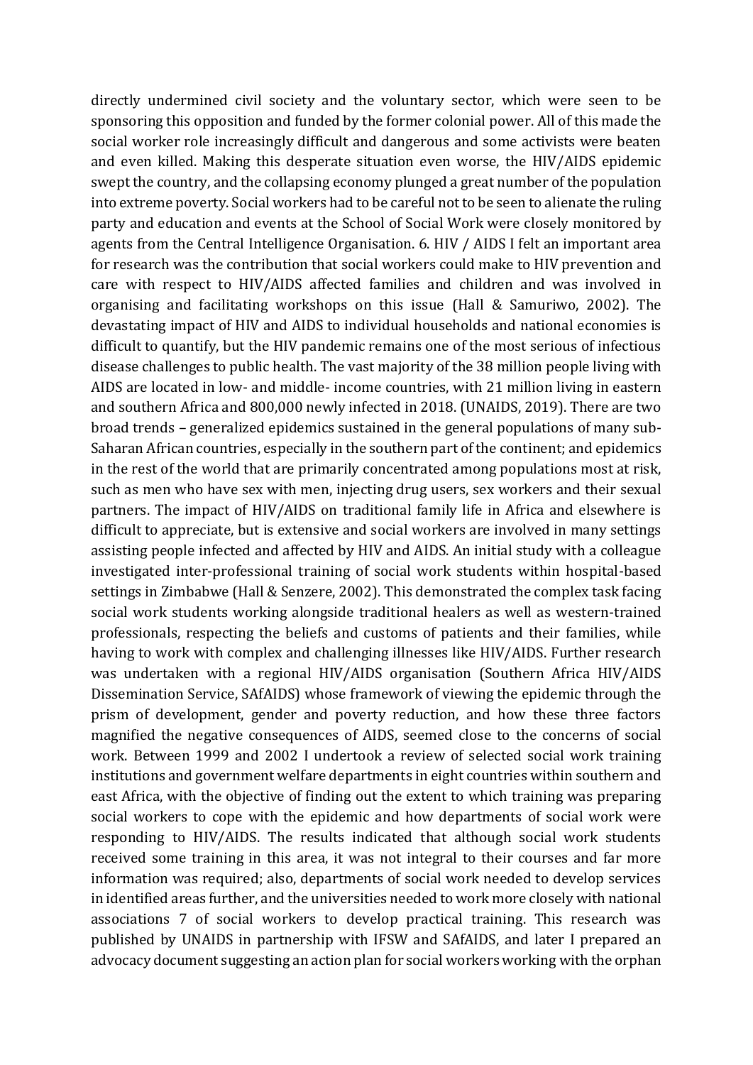directly undermined civil society and the voluntary sector, which were seen to be sponsoring this opposition and funded by the former colonial power. All of this made the social worker role increasingly difficult and dangerous and some activists were beaten and even killed. Making this desperate situation even worse, the HIV/AIDS epidemic swept the country, and the collapsing economy plunged a great number of the population into extreme poverty. Social workers had to be careful not to be seen to alienate the ruling party and education and events at the School of Social Work were closely monitored by agents from the Central Intelligence Organisation. 6. HIV / AIDS I felt an important area for research was the contribution that social workers could make to HIV prevention and care with respect to HIV/AIDS affected families and children and was involved in organising and facilitating workshops on this issue (Hall & Samuriwo, 2002). The devastating impact of HIV and AIDS to individual households and national economies is difficult to quantify, but the HIV pandemic remains one of the most serious of infectious disease challenges to public health. The vast majority of the 38 million people living with AIDS are located in low- and middle- income countries, with 21 million living in eastern and southern Africa and 800,000 newly infected in 2018. (UNAIDS, 2019). There are two broad trends – generalized epidemics sustained in the general populations of many sub-Saharan African countries, especially in the southern part of the continent; and epidemics in the rest of the world that are primarily concentrated among populations most at risk, such as men who have sex with men, injecting drug users, sex workers and their sexual partners. The impact of HIV/AIDS on traditional family life in Africa and elsewhere is difficult to appreciate, but is extensive and social workers are involved in many settings assisting people infected and affected by HIV and AIDS. An initial study with a colleague investigated inter-professional training of social work students within hospital-based settings in Zimbabwe (Hall & Senzere, 2002). This demonstrated the complex task facing social work students working alongside traditional healers as well as western-trained professionals, respecting the beliefs and customs of patients and their families, while having to work with complex and challenging illnesses like HIV/AIDS. Further research was undertaken with a regional HIV/AIDS organisation (Southern Africa HIV/AIDS Dissemination Service, SAfAIDS) whose framework of viewing the epidemic through the prism of development, gender and poverty reduction, and how these three factors magnified the negative consequences of AIDS, seemed close to the concerns of social work. Between 1999 and 2002 I undertook a review of selected social work training institutions and government welfare departments in eight countries within southern and east Africa, with the objective of finding out the extent to which training was preparing social workers to cope with the epidemic and how departments of social work were responding to HIV/AIDS. The results indicated that although social work students received some training in this area, it was not integral to their courses and far more information was required; also, departments of social work needed to develop services in identified areas further, and the universities needed to work more closely with national associations 7 of social workers to develop practical training. This research was published by UNAIDS in partnership with IFSW and SAfAIDS, and later I prepared an advocacy document suggesting an action plan for social workers working with the orphan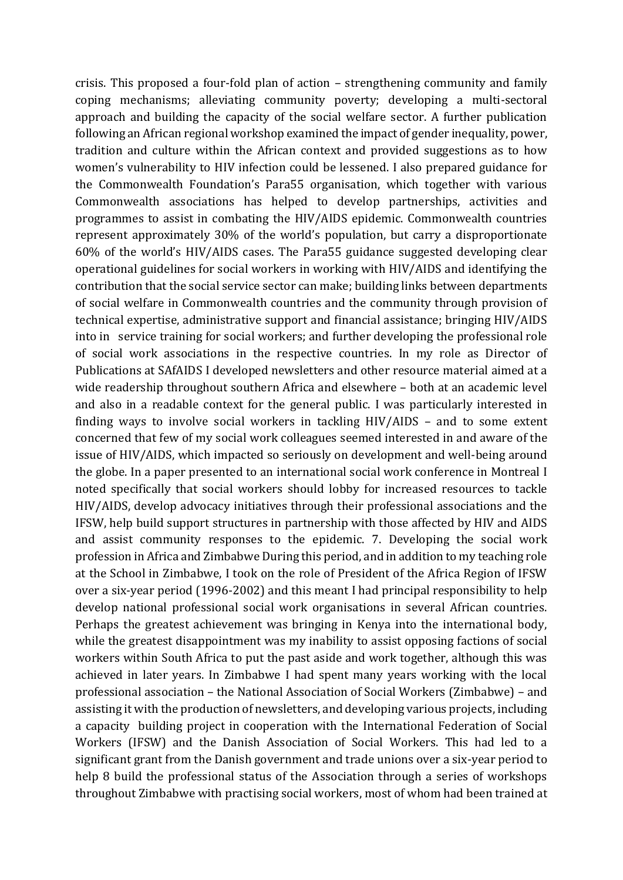crisis. This proposed a four-fold plan of action – strengthening community and family coping mechanisms; alleviating community poverty; developing a multi-sectoral approach and building the capacity of the social welfare sector. A further publication following an African regional workshop examined the impact of gender inequality, power, tradition and culture within the African context and provided suggestions as to how women's vulnerability to HIV infection could be lessened. I also prepared guidance for the Commonwealth Foundation's Para55 organisation, which together with various Commonwealth associations has helped to develop partnerships, activities and programmes to assist in combating the HIV/AIDS epidemic. Commonwealth countries represent approximately 30% of the world's population, but carry a disproportionate 60% of the world's HIV/AIDS cases. The Para55 guidance suggested developing clear operational guidelines for social workers in working with HIV/AIDS and identifying the contribution that the social service sector can make; building links between departments of social welfare in Commonwealth countries and the community through provision of technical expertise, administrative support and financial assistance; bringing HIV/AIDS into in service training for social workers; and further developing the professional role of social work associations in the respective countries. In my role as Director of Publications at SAfAIDS I developed newsletters and other resource material aimed at a wide readership throughout southern Africa and elsewhere – both at an academic level and also in a readable context for the general public. I was particularly interested in finding ways to involve social workers in tackling HIV/AIDS – and to some extent concerned that few of my social work colleagues seemed interested in and aware of the issue of HIV/AIDS, which impacted so seriously on development and well-being around the globe. In a paper presented to an international social work conference in Montreal I noted specifically that social workers should lobby for increased resources to tackle HIV/AIDS, develop advocacy initiatives through their professional associations and the IFSW, help build support structures in partnership with those affected by HIV and AIDS and assist community responses to the epidemic.

## 7. Developing the social work profession in Africa and Zimbabwe

During this period, and in addition to my teaching role at the School in Zimbabwe, I took on the role of President of the Africa Region of IFSW over a six-year period (1996-2002) and this meant I had principal responsibility to help develop national professional social work organisations in several African countries. Perhaps the greatest achievement was bringing in Kenya into the international body, while the greatest disappointment was my inability to assist opposing factions of social workers within South Africa to put the past aside and work together, although this was achieved in later years. In Zimbabwe I had spent many years working with the local professional association – the National Association of Social Workers (Zimbabwe) – and assisting it with the production of newsletters, and developing various projects, including a capacity building project in cooperation with the International Federation of Social Workers (IFSW) and the Danish Association of Social Workers. This had led to a significant grant from the Danish government and trade unions over a six-year period to help build the professional status of the Association through a series of workshops throughout Zimbabwe with practising social workers, most of whom had been trained at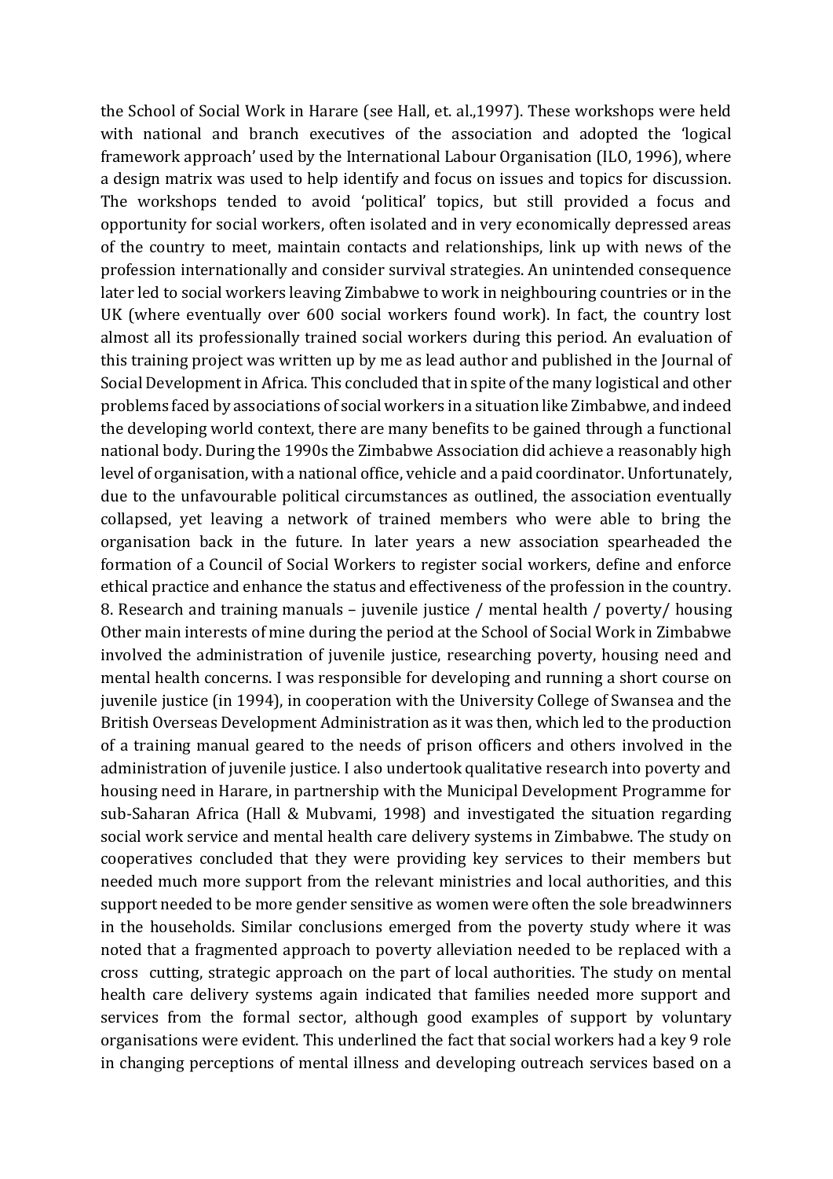the School of Social Work in Harare (see Hall, et. al.,1997). These workshops were held with national and branch executives of the association and adopted the 'logical framework approach' used by the International Labour Organisation (ILO, 1996), where a design matrix was used to help identify and focus on issues and topics for discussion. The workshops tended to avoid 'political' topics, but still provided a focus and opportunity for social workers, often isolated and in very economically depressed areas of the country to meet, maintain contacts and relationships, link up with news of the profession internationally and consider survival strategies. An unintended consequence later led to social workers leaving Zimbabwe to work in neighbouring countries or in the UK (where eventually over 600 social workers found work). In fact, the country lost almost all its professionally trained social workers during this period. An evaluation of this training project was written up by me as lead author and published in the Journal of Social Development in Africa. This concluded that in spite of the many logistical and other problems faced by associations of social workers in a situation like Zimbabwe, and indeed the developing world context, there are many benefits to be gained through a functional national body. During the 1990s the Zimbabwe Association did achieve a reasonably high level of organisation, with a national office, vehicle and a paid coordinator. Unfortunately, due to the unfavourable political circumstances as outlined, the association eventually collapsed, yet leaving a network of trained members who were able to bring the organisation back in the future. In later years a new association spearheaded the formation of a Council of Social Workers to register social workers, define and enforce ethical practice and enhance the status and effectiveness of the profession in the country.

8. Research and training manuals – juvenile justice / mental health / poverty/ housing

Other main interests of mine during the period at the School of Social Work in Zimbabwe involved the administration of juvenile justice, researching poverty, housing need and mental health concerns. I was responsible for developing and running a short course on juvenile justice (in 1994), in cooperation with the University College of Swansea and the British Overseas Development Administration as it was then, which led to the production of a training manual geared to the needs of prison officers and others involved in the administration of juvenile justice. I also undertook qualitative research into poverty and housing need in Harare, in partnership with the Municipal Development Programme for sub-Saharan Africa (Hall & Mubvami, 1998) and investigated the situation regarding social work service and mental health care delivery systems in Zimbabwe. The study on cooperatives concluded that they were providing key services to their members but needed much more support from the relevant ministries and local authorities, and this support needed to be more gender sensitive as women were often the sole breadwinners in the households. Similar conclusions emerged from the poverty study where it was noted that a fragmented approach to poverty alleviation needed to be replaced with a cross cutting, strategic approach on the part of local authorities. The study on mental health care delivery systems again indicated that families needed more support and services from the formal sector, although good examples of support by voluntary organisations were evident. This underlined the fact that social workers had a key 9 role in changing perceptions of mental illness and developing outreach services based on a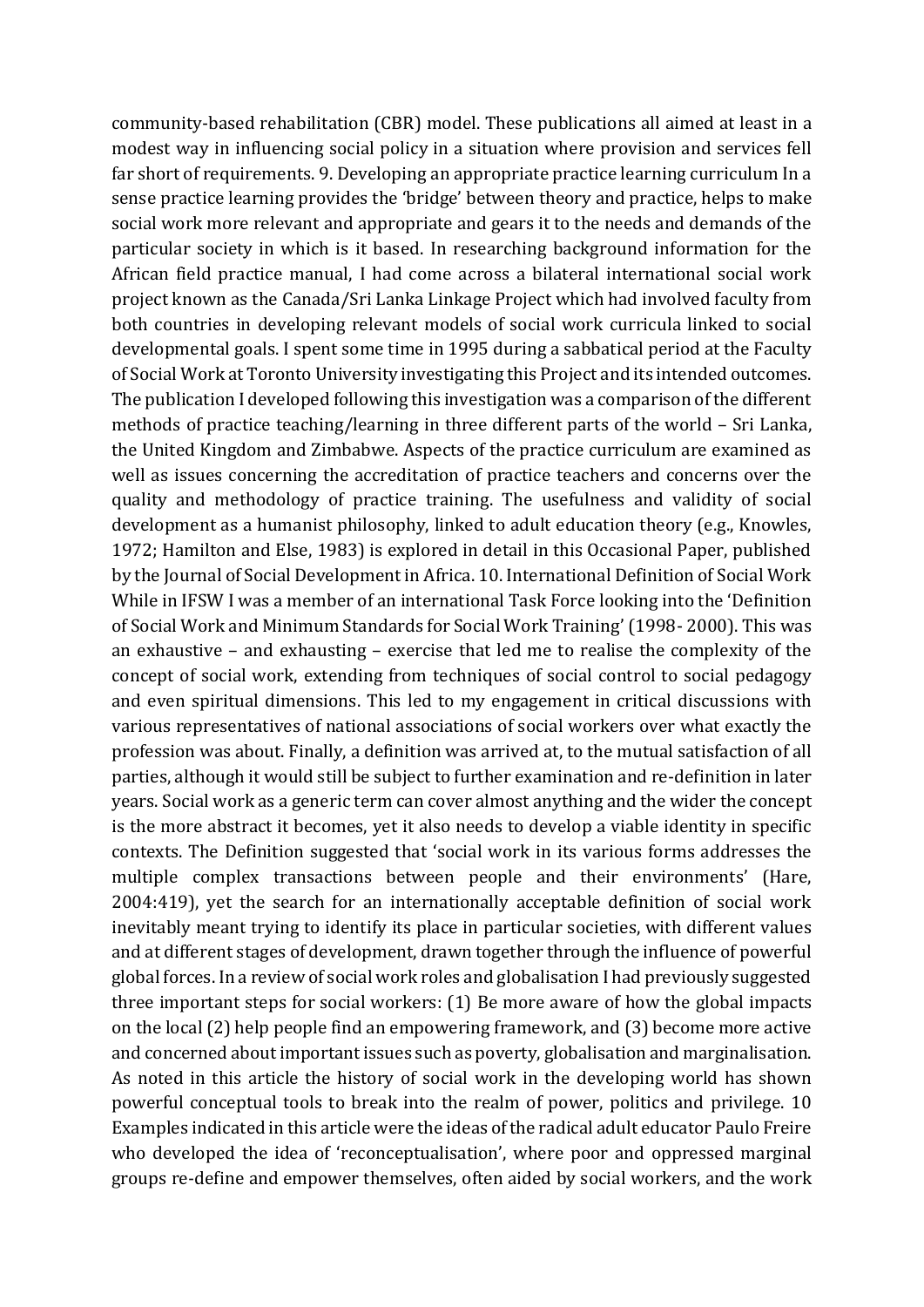community-based rehabilitation (CBR) model. These publications all aimed at least in a modest way in influencing social policy in a situation where provision and services fell far short of requirements. 9. Developing an appropriate practice learning curriculum In a sense practice learning provides the 'bridge' between theory and practice, helps to make social work more relevant and appropriate and gears it to the needs and demands of the particular society in which is it based. In researching background information for the African field practice manual, I had come across a bilateral international social work project known as the Canada/Sri Lanka Linkage Project which had involved faculty from both countries in developing relevant models of social work curricula linked to social developmental goals. I spent some time in 1995 during a sabbatical period at the Faculty of Social Work at Toronto University investigating this Project and its intended outcomes. The publication I developed following this investigation was a comparison of the different methods of practice teaching/learning in three different parts of the world – Sri Lanka, the United Kingdom and Zimbabwe. Aspects of the practice curriculum are examined as well as issues concerning the accreditation of practice teachers and concerns over the quality and methodology of practice training. The usefulness and validity of social development as a humanist philosophy, linked to adult education theory (e.g., Knowles, 1972; Hamilton and Else, 1983) is explored in detail in this Occasional Paper, published by the Journal of Social Development in Africa. 10. International Definition of Social Work While in IFSW I was a member of an international Task Force looking into the 'Definition of Social Work and Minimum Standards for Social Work Training' (1998- 2000). This was an exhaustive – and exhausting – exercise that led me to realise the complexity of the concept of social work, extending from techniques of social control to social pedagogy and even spiritual dimensions. This led to my engagement in critical discussions with various representatives of national associations of social workers over what exactly the profession was about. Finally, a definition was arrived at, to the mutual satisfaction of all parties, although it would still be subject to further examination and re-definition in later years. Social work as a generic term can cover almost anything and the wider the concept is the more abstract it becomes, yet it also needs to develop a viable identity in specific contexts. The Definition suggested that 'social work in its various forms addresses the multiple complex transactions between people and their environments' (Hare, 2004:419), yet the search for an internationally acceptable definition of social work inevitably meant trying to identify its place in particular societies, with different values and at different stages of development, drawn together through the influence of powerful global forces. In a review of social work roles and globalisation I had previously suggested three important steps for social workers: (1) Be more aware of how the global impacts on the local (2) help people find an empowering framework, and (3) become more active and concerned about important issues such as poverty, globalisation and marginalisation. As noted in this article the history of social work in the developing world has shown powerful conceptual tools to break into the realm of power, politics and privilege. 10 Examples indicated in this article were the ideas of the radical adult educator Paulo Freire who developed the idea of 'reconceptualisation', where poor and oppressed marginal groups re-define and empower themselves, often aided by social workers, and the work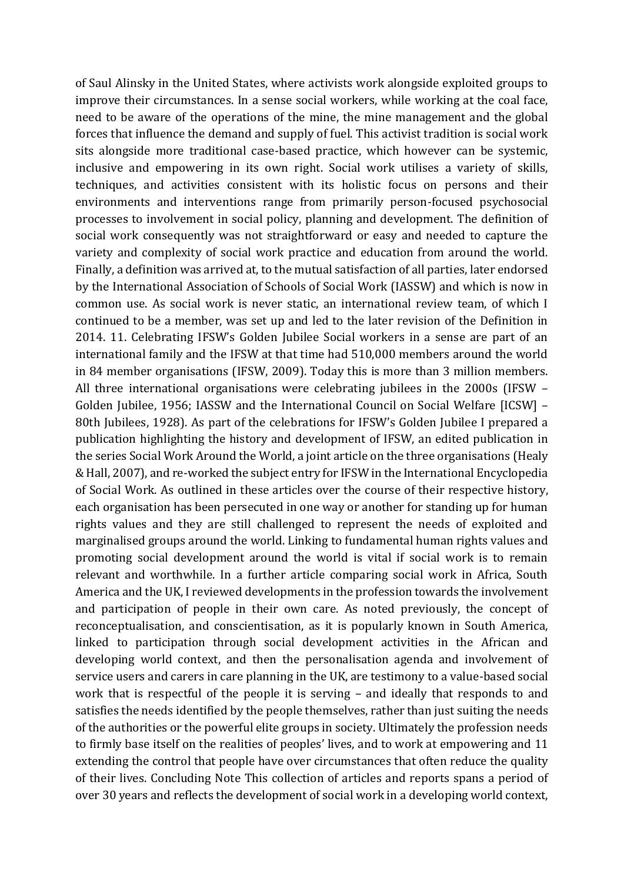of Saul Alinsky in the United States, where activists work alongside exploited groups to improve their circumstances. In a sense social workers, while working at the coal face, need to be aware of the operations of the mine, the mine management and the global forces that influence the demand and supply of fuel. This activist tradition is social work sits alongside more traditional case-based practice, which however can be systemic, inclusive and empowering in its own right. Social work utilises a variety of skills, techniques, and activities consistent with its holistic focus on persons and their environments and interventions range from primarily person-focused psychosocial processes to involvement in social policy, planning and development. The definition of social work consequently was not straightforward or easy and needed to capture the variety and complexity of social work practice and education from around the world. Finally, a definition was arrived at, to the mutual satisfaction of all parties, later endorsed by the International Association of Schools of Social Work (IASSW) and which is now in common use. As social work is never static, an international review team, of which I continued to be a member, was set up and led to the later revision of the Definition in 2014. 11. Celebrating IFSW's Golden Jubilee Social workers in a sense are part of an international family and the IFSW at that time had 510,000 members around the world in 84 member organisations (IFSW, 2009). Today this is more than 3 million members. All three international organisations were celebrating jubilees in the 2000s (IFSW – Golden Jubilee, 1956; IASSW and the International Council on Social Welfare [ICSW] – 80th Jubilees, 1928). As part of the celebrations for IFSW's Golden Jubilee I prepared a publication highlighting the history and development of IFSW, an edited publication in the series Social Work Around the World, a joint article on the three organisations (Healy & Hall, 2007), and re-worked the subject entry for IFSW in the International Encyclopedia of Social Work. As outlined in these articles over the course of their respective history, each organisation has been persecuted in one way or another for standing up for human rights values and they are still challenged to represent the needs of exploited and marginalised groups around the world. Linking to fundamental human rights values and promoting social development around the world is vital if social work is to remain relevant and worthwhile. In a further article comparing social work in Africa, South America and the UK, I reviewed developments in the profession towards the involvement and participation of people in their own care. As noted previously, the concept of reconceptualisation, and conscientisation, as it is popularly known in South America, linked to participation through social development activities in the African and developing world context, and then the personalisation agenda and involvement of service users and carers in care planning in the UK, are testimony to a value-based social work that is respectful of the people it is serving – and ideally that responds to and satisfies the needs identified by the people themselves, rather than just suiting the needs of the authorities or the powerful elite groups in society. Ultimately the profession needs to firmly base itself on the realities of peoples' lives, and to work at empowering and 11 extending the control that people have over circumstances that often reduce the quality of their lives. Concluding Note This collection of articles and reports spans a period of over 30 years and reflects the development of social work in a developing world context,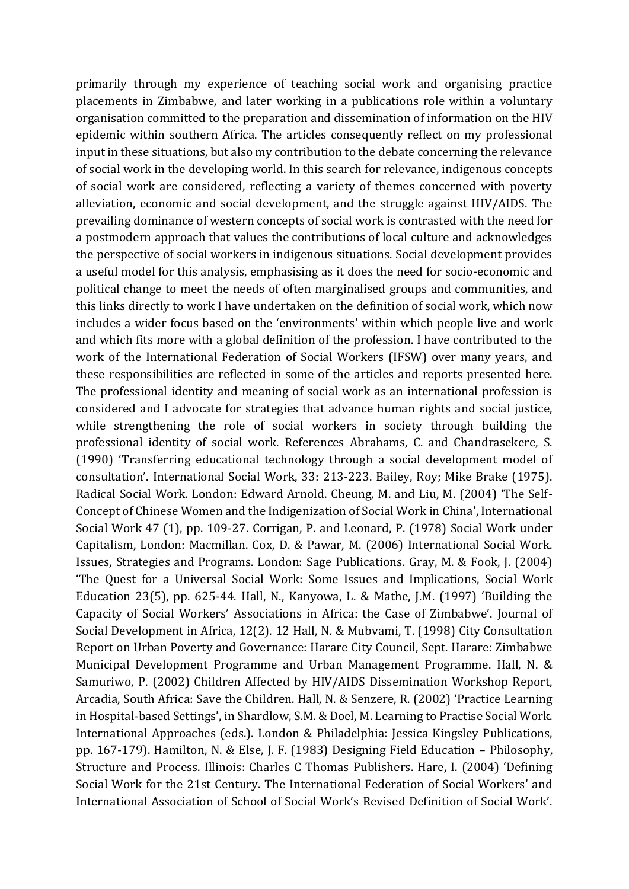primarily through my experience of teaching social work and organising practice placements in Zimbabwe, and later working in a publications role within a voluntary organisation committed to the preparation and dissemination of information on the HIV epidemic within southern Africa. The articles consequently reflect on my professional input in these situations, but also my contribution to the debate concerning the relevance of social work in the developing world. In this search for relevance, indigenous concepts of social work are considered, reflecting a variety of themes concerned with poverty alleviation, economic and social development, and the struggle against HIV/AIDS. The prevailing dominance of western concepts of social work is contrasted with the need for a postmodern approach that values the contributions of local culture and acknowledges the perspective of social workers in indigenous situations. Social development provides a useful model for this analysis, emphasising as it does the need for socio-economic and political change to meet the needs of often marginalised groups and communities, and this links directly to work I have undertaken on the definition of social work, which now includes a wider focus based on the 'environments' within which people live and work and which fits more with a global definition of the profession. I have contributed to the work of the International Federation of Social Workers (IFSW) over many years, and these responsibilities are reflected in some of the articles and reports presented here. The professional identity and meaning of social work as an international profession is considered and I advocate for strategies that advance human rights and social justice, while strengthening the role of social workers in society through building the professional identity of social work. References Abrahams, C. and Chandrasekere, S. (1990) 'Transferring educational technology through a social development model of consultation'. International Social Work, 33: 213-223. Bailey, Roy; Mike Brake (1975). Radical Social Work. London: Edward Arnold. Cheung, M. and Liu, M. (2004) 'The Self-Concept of Chinese Women and the Indigenization of Social Work in China', International Social Work 47 (1), pp. 109-27. Corrigan, P. and Leonard, P. (1978) Social Work under Capitalism, London: Macmillan. Cox, D. & Pawar, M. (2006) International Social Work. Issues, Strategies and Programs. London: Sage Publications. Gray, M. & Fook, J. (2004) 'The Quest for a Universal Social Work: Some Issues and Implications, Social Work Education 23(5), pp. 625-44. Hall, N., Kanyowa, L. & Mathe, J.M. (1997) 'Building the Capacity of Social Workers' Associations in Africa: the Case of Zimbabwe'. Journal of Social Development in Africa, 12(2). 12 Hall, N. & Mubvami, T. (1998) City Consultation Report on Urban Poverty and Governance: Harare City Council, Sept. Harare: Zimbabwe Municipal Development Programme and Urban Management Programme. Hall, N. & Samuriwo, P. (2002) Children Affected by HIV/AIDS Dissemination Workshop Report, Arcadia, South Africa: Save the Children. Hall, N. & Senzere, R. (2002) 'Practice Learning in Hospital-based Settings', in Shardlow, S.M. & Doel, M. Learning to Practise Social Work. International Approaches (eds.). London & Philadelphia: Jessica Kingsley Publications, pp. 167-179). Hamilton, N. & Else, J. F. (1983) Designing Field Education – Philosophy, Structure and Process. Illinois: Charles C Thomas Publishers. Hare, I. (2004) 'Defining Social Work for the 21st Century. The International Federation of Social Workers' and International Association of School of Social Work's Revised Definition of Social Work'.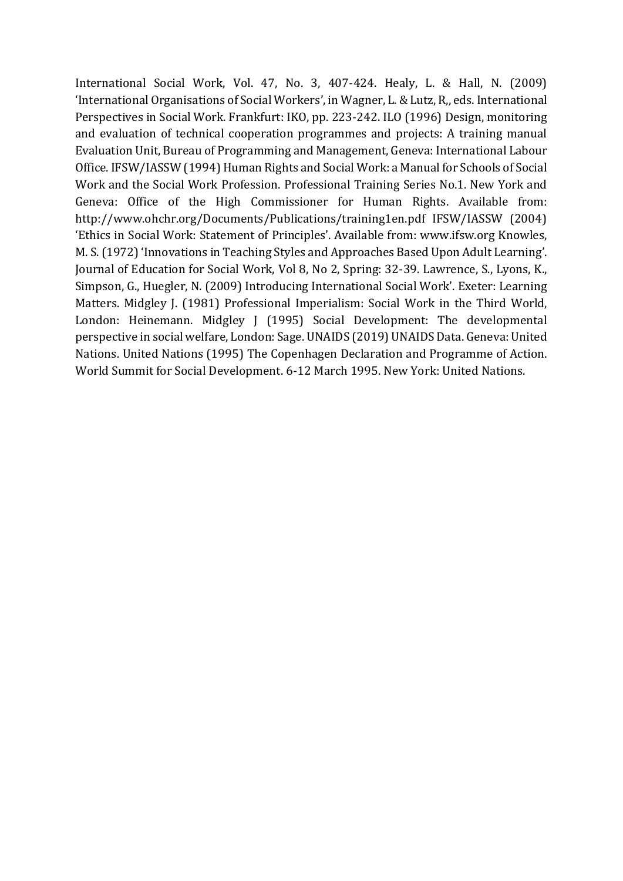International Social Work, Vol. 47, No. 3, 407-424. Healy, L. & Hall, N. (2009) 'International Organisations of Social Workers', in Wagner, L. & Lutz, R,, eds. International Perspectives in Social Work. Frankfurt: IKO, pp. 223-242. ILO (1996) Design, monitoring and evaluation of technical cooperation programmes and projects: A training manual Evaluation Unit, Bureau of Programming and Management, Geneva: International Labour Office. IFSW/IASSW (1994) Human Rights and Social Work: a Manual for Schools of Social Work and the Social Work Profession. Professional Training Series No.1. New York and Geneva: Office of the High Commissioner for Human Rights. Available from: http://www.ohchr.org/Documents/Publications/training1en.pdf IFSW/IASSW (2004) 'Ethics in Social Work: Statement of Principles'. Available from: www.ifsw.org Knowles, M. S. (1972) 'Innovations in Teaching Styles and Approaches Based Upon Adult Learning'. Journal of Education for Social Work, Vol 8, No 2, Spring: 32-39. Lawrence, S., Lyons, K., Simpson, G., Huegler, N. (2009) Introducing International Social Work'. Exeter: Learning Matters. Midgley J. (1981) Professional Imperialism: Social Work in the Third World, London: Heinemann. Midgley J (1995) Social Development: The developmental perspective in social welfare, London: Sage. UNAIDS (2019) UNAIDS Data. Geneva: United Nations. United Nations (1995) The Copenhagen Declaration and Programme of Action. World Summit for Social Development. 6-12 March 1995. New York: United Nations.